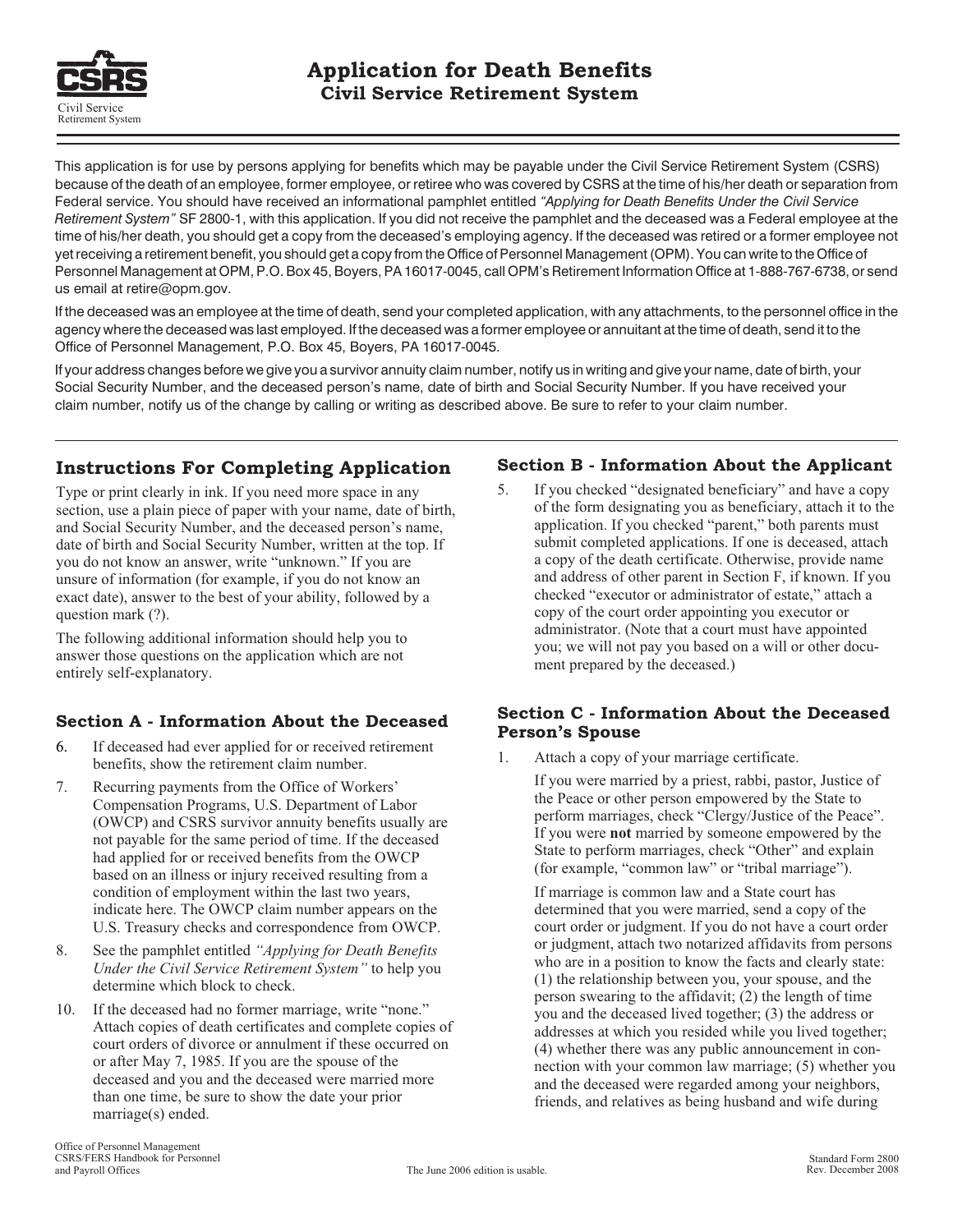# Application for Death Benefits
## Civil Service Retirement System

This application is for use by persons applying for benefits which may be payable under the Civil Service Retirement System (CSRS) because of the death of an employee, former employee, or retiree who was covered by CSRS at the time of his/her death or separation from Federal service. You should have received an informational pamphlet entitled *"Applying for Death Benefits Under the Civil Service Retirement System"* SF 2800-1, with this application. If you did not receive the pamphlet and the deceased was a Federal employee at the time of his/her death, you should get a copy from the deceased's employing agency. If the deceased was retired or a former employee not yet receiving a retirement benefit, you should get a copy from the Office of Personnel Management (OPM). You can write to the Office of Personnel Management at OPM, P.O. Box 45, Boyers, PA 16017-0045, call OPM's Retirement Information Office at 1-888-767-6738, or send us email at retire@opm.gov.

If the deceased was an employee at the time of death, send your completed application, with any attachments, to the personnel office in the agency where the deceased was last employed. If the deceased was a former employee or annuitant at the time of death, send it to the Office of Personnel Management, P.O. Box 45, Boyers, PA 16017-0045.

If your address changes before we give you a survivor annuity claim number, notify us in writing and give your name, date of birth, your Social Security Number, and the deceased person's name, date of birth and Social Security Number. If you have received your claim number, notify us of the change by calling or writing as described above. Be sure to refer to your claim number.

### Instructions For Completing Application

Type or print clearly in ink. If you need more space in any section, use a plain piece of paper with your name, date of birth, and Social Security Number, and the deceased person's name, date of birth and Social Security Number, written at the top. If you do not know an answer, write "unknown." If you are unsure of information (for example, if you do not know an exact date), answer to the best of your ability, followed by a question mark (?).

The following additional information should help you to answer those questions on the application which are not entirely self-explanatory.

### Section A - Information About the Deceased

6. If deceased had ever applied for or received retirement benefits, show the retirement claim number.
7. Recurring payments from the Office of Workers' Compensation Programs, U.S. Department of Labor (OWCP) and CSRS survivor annuity benefits usually are not payable for the same period of time. If the deceased had applied for or received benefits from the OWCP based on an illness or injury received resulting from a condition of employment within the last two years, indicate here. The OWCP claim number appears on the U.S. Treasury checks and correspondence from OWCP.
8. See the pamphlet entitled *"Applying for Death Benefits Under the Civil Service Retirement System"* to help you determine which block to check.
10. If the deceased had no former marriage, write "none." Attach copies of death certificates and complete copies of court orders of divorce or annulment if these occurred on or after May 7, 1985. If you are the spouse of the deceased and you and the deceased were married more than one time, be sure to show the date your prior marriage(s) ended.

### Section B - Information About the Applicant

5. If you checked "designated beneficiary" and have a copy of the form designating you as beneficiary, attach it to the application. If you checked "parent," both parents must submit completed applications. If one is deceased, attach a copy of the death certificate. Otherwise, provide name and address of other parent in Section F, if known. If you checked "executor or administrator of estate," attach a copy of the court order appointing you executor or administrator. (Note that a court must have appointed you; we will not pay you based on a will or other document prepared by the deceased.)

### Section C - Information About the Deceased Person's Spouse

1. Attach a copy of your marriage certificate.

   If you were married by a priest, rabbi, pastor, Justice of the Peace or other person empowered by the State to perform marriages, check "Clergy/Justice of the Peace". If you were **not** married by someone empowered by the State to perform marriages, check "Other" and explain (for example, "common law" or "tribal marriage").

   If marriage is common law and a State court has determined that you were married, send a copy of the court order or judgment. If you do not have a court order or judgment, attach two notarized affidavits from persons who are in a position to know the facts and clearly state: (1) the relationship between you, your spouse, and the person swearing to the affidavit; (2) the length of time you and the deceased lived together; (3) the address or addresses at which you resided while you lived together; (4) whether there was any public announcement in connection with your common law marriage; (5) whether you and the deceased were regarded among your neighbors, friends, and relatives as being husband and wife during

Office of Personnel Management
CSRS/FERS Handbook for Personnel and Payroll Offices

The June 2006 edition is usable.

Standard Form 2800
Rev. December 2008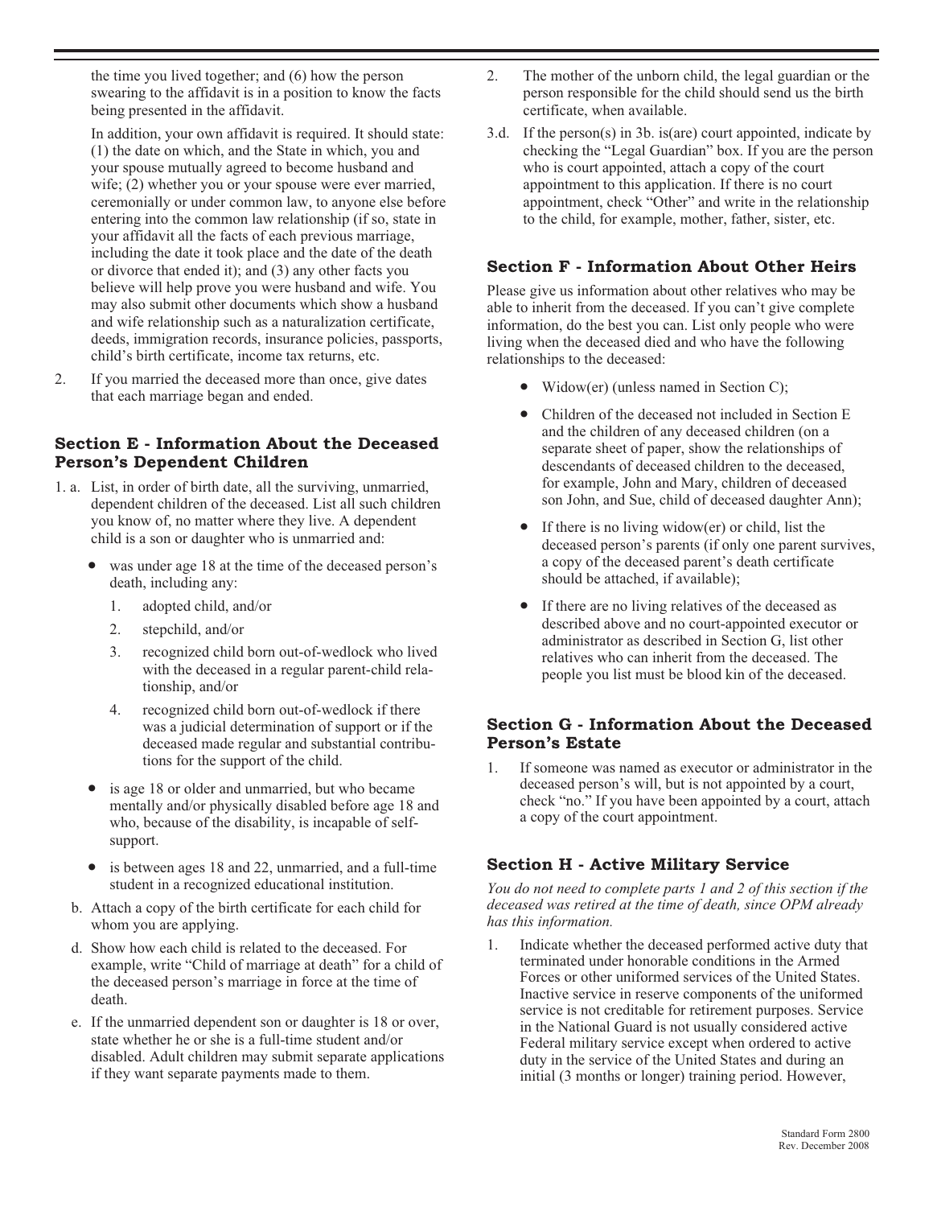the time you lived together; and (6) how the person swearing to the affidavit is in a position to know the facts being presented in the affidavit.

In addition, your own affidavit is required. It should state: (1) the date on which, and the State in which, you and your spouse mutually agreed to become husband and wife; (2) whether you or your spouse were ever married, ceremonially or under common law, to anyone else before entering into the common law relationship (if so, state in your affidavit all the facts of each previous marriage, including the date it took place and the date of the death or divorce that ended it); and (3) any other facts you believe will help prove you were husband and wife. You may also submit other documents which show a husband and wife relationship such as a naturalization certificate, deeds, immigration records, insurance policies, passports, child's birth certificate, income tax returns, etc.

2. If you married the deceased more than once, give dates that each marriage began and ended.

### Section E - Information About the Deceased Person's Dependent Children

1. a. List, in order of birth date, all the surviving, unmarried, dependent children of the deceased. List all such children you know of, no matter where they live. A dependent child is a son or daughter who is unmarried and:

    - was under age 18 at the time of the deceased person's death, including any:
        1. adopted child, and/or
        2. stepchild, and/or
        3. recognized child born out-of-wedlock who lived with the deceased in a regular parent-child relationship, and/or
        4. recognized child born out-of-wedlock if there was a judicial determination of support or if the deceased made regular and substantial contributions for the support of the child.
    - is age 18 or older and unmarried, but who became mentally and/or physically disabled before age 18 and who, because of the disability, is incapable of self-support.
    - is between ages 18 and 22, unmarried, and a full-time student in a recognized educational institution.

   b. Attach a copy of the birth certificate for each child for whom you are applying.

   d. Show how each child is related to the deceased. For example, write "Child of marriage at death" for a child of the deceased person's marriage in force at the time of death.

   e. If the unmarried dependent son or daughter is 18 or over, state whether he or she is a full-time student and/or disabled. Adult children may submit separate applications if they want separate payments made to them.

2. The mother of the unborn child, the legal guardian or the person responsible for the child should send us the birth certificate, when available.

3.d. If the person(s) in 3b. is(are) court appointed, indicate by checking the "Legal Guardian" box. If you are the person who is court appointed, attach a copy of the court appointment to this application. If there is no court appointment, check "Other" and write in the relationship to the child, for example, mother, father, sister, etc.

### Section F - Information About Other Heirs

Please give us information about other relatives who may be able to inherit from the deceased. If you can't give complete information, do the best you can. List only people who were living when the deceased died and who have the following relationships to the deceased:

- Widow(er) (unless named in Section C);
- Children of the deceased not included in Section E and the children of any deceased children (on a separate sheet of paper, show the relationships of descendants of deceased children to the deceased, for example, John and Mary, children of deceased son John, and Sue, child of deceased daughter Ann);
- If there is no living widow(er) or child, list the deceased person's parents (if only one parent survives, a copy of the deceased parent's death certificate should be attached, if available);
- If there are no living relatives of the deceased as described above and no court-appointed executor or administrator as described in Section G, list other relatives who can inherit from the deceased. The people you list must be blood kin of the deceased.

### Section G - Information About the Deceased Person's Estate

1. If someone was named as executor or administrator in the deceased person's will, but is not appointed by a court, check "no." If you have been appointed by a court, attach a copy of the court appointment.

### Section H - Active Military Service

*You do not need to complete parts 1 and 2 of this section if the deceased was retired at the time of death, since OPM already has this information.*

1. Indicate whether the deceased performed active duty that terminated under honorable conditions in the Armed Forces or other uniformed services of the United States. Inactive service in reserve components of the uniformed service is not creditable for retirement purposes. Service in the National Guard is not usually considered active Federal military service except when ordered to active duty in the service of the United States and during an initial (3 months or longer) training period. However,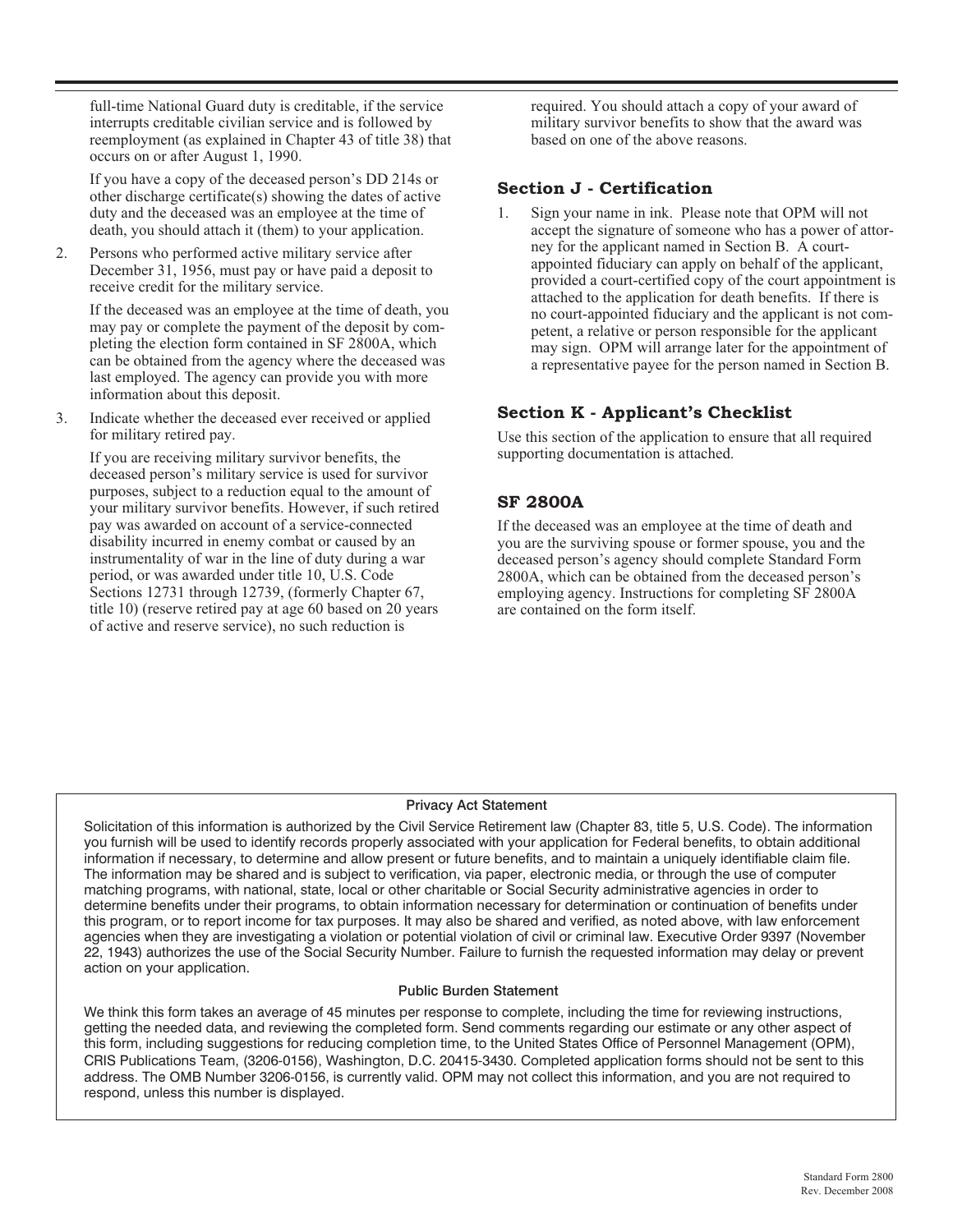full-time National Guard duty is creditable, if the service interrupts creditable civilian service and is followed by reemployment (as explained in Chapter 43 of title 38) that occurs on or after August 1, 1990.

If you have a copy of the deceased person's DD 214s or other discharge certificate(s) showing the dates of active duty and the deceased was an employee at the time of death, you should attach it (them) to your application.

2. Persons who performed active military service after December 31, 1956, must pay or have paid a deposit to receive credit for the military service.

   If the deceased was an employee at the time of death, you may pay or complete the payment of the deposit by completing the election form contained in SF 2800A, which can be obtained from the agency where the deceased was last employed. The agency can provide you with more information about this deposit.

3. Indicate whether the deceased ever received or applied for military retired pay.

   If you are receiving military survivor benefits, the deceased person's military service is used for survivor purposes, subject to a reduction equal to the amount of your military survivor benefits. However, if such retired pay was awarded on account of a service-connected disability incurred in enemy combat or caused by an instrumentality of war in the line of duty during a war period, or was awarded under title 10, U.S. Code Sections 12731 through 12739, (formerly Chapter 67, title 10) (reserve retired pay at age 60 based on 20 years of active and reserve service), no such reduction is required. You should attach a copy of your award of military survivor benefits to show that the award was based on one of the above reasons.

## Section J - Certification

1. Sign your name in ink. Please note that OPM will not accept the signature of someone who has a power of attorney for the applicant named in Section B. A court-appointed fiduciary can apply on behalf of the applicant, provided a court-certified copy of the court appointment is attached to the application for death benefits. If there is no court-appointed fiduciary and the applicant is not competent, a relative or person responsible for the applicant may sign. OPM will arrange later for the appointment of a representative payee for the person named in Section B.

## Section K - Applicant's Checklist

Use this section of the application to ensure that all required supporting documentation is attached.

## SF 2800A

If the deceased was an employee at the time of death and you are the surviving spouse or former spouse, you and the deceased person's agency should complete Standard Form 2800A, which can be obtained from the deceased person's employing agency. Instructions for completing SF 2800A are contained on the form itself.

**Privacy Act Statement**

Solicitation of this information is authorized by the Civil Service Retirement law (Chapter 83, title 5, U.S. Code). The information you furnish will be used to identify records properly associated with your application for Federal benefits, to obtain additional information if necessary, to determine and allow present or future benefits, and to maintain a uniquely identifiable claim file. The information may be shared and is subject to verification, via paper, electronic media, or through the use of computer matching programs, with national, state, local or other charitable or Social Security administrative agencies in order to determine benefits under their programs, to obtain information necessary for determination or continuation of benefits under this program, or to report income for tax purposes. It may also be shared and verified, as noted above, with law enforcement agencies when they are investigating a violation or potential violation of civil or criminal law. Executive Order 9397 (November 22, 1943) authorizes the use of the Social Security Number. Failure to furnish the requested information may delay or prevent action on your application.

**Public Burden Statement**

We think this form takes an average of 45 minutes per response to complete, including the time for reviewing instructions, getting the needed data, and reviewing the completed form. Send comments regarding our estimate or any other aspect of this form, including suggestions for reducing completion time, to the United States Office of Personnel Management (OPM), CRIS Publications Team, (3206-0156), Washington, D.C. 20415-3430. Completed application forms should not be sent to this address. The OMB Number 3206-0156, is currently valid. OPM may not collect this information, and you are not required to respond, unless this number is displayed.

Standard Form 2800
Rev. December 2008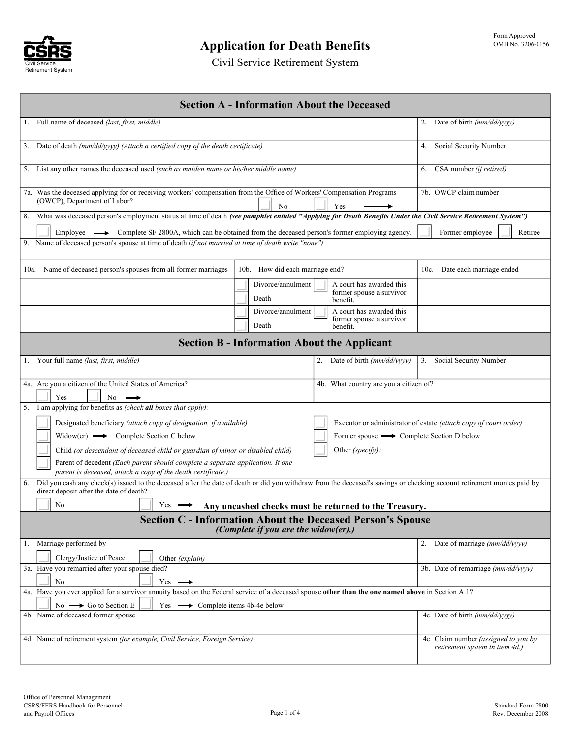CSRS
Civil Service Retirement System

# Application for Death Benefits

Civil Service Retirement System

Form Approved
OMB No. 3206-0156

## Section A - Information About the Deceased

| | |
|---|---|
| 1. Full name of deceased *(last, first, middle)* | 2. Date of birth *(mm/dd/yyyy)* |
| 3. Date of death *(mm/dd/yyyy) (Attach a certified copy of the death certificate)* | 4. Social Security Number |
| 5. List any other names the deceased used *(such as maiden name or his/her middle name)* | 6. CSA number *(if retired)* |
| 7a. Was the deceased applying for or receiving workers' compensation from the Office of Workers' Compensation Programs (OWCP), Department of Labor? ☐ No ☐ Yes → | 7b. OWCP claim number |

8. What was deceased person's employment status at time of death **(see pamphlet entitled "Applying for Death Benefits Under the Civil Service Retirement System")**

☐ Employee → Complete SF 2800A, which can be obtained from the deceased person's former employing agency. ☐ Former employee ☐ Retiree

9. Name of deceased person's spouse at time of death (*if not married at time of death write "none"*)

| 10a. Name of deceased person's spouses from all former marriages | 10b. How did each marriage end? | 10c. Date each marriage ended |
|---|---|---|
| | ☐ Divorce/annulment ☐ Death ☐ A court has awarded this former spouse a survivor benefit. | |
| | ☐ Divorce/annulment ☐ Death ☐ A court has awarded this former spouse a survivor benefit. | |

## Section B - Information About the Applicant

| | | |
|---|---|---|
| 1. Your full name *(last, first, middle)* | 2. Date of birth *(mm/dd/yyyy)* | 3. Social Security Number |
| 4a. Are you a citizen of the United States of America? ☐ Yes ☐ No → | 4b. What country are you a citizen of? | |

5. I am applying for benefits as *(check **all** boxes that apply)*:

- ☐ Designated beneficiary *(attach copy of designation, if available)*
- ☐ Widow(er) → Complete Section C below
- ☐ Child *(or descendant of deceased child or guardian of minor or disabled child)*
- ☐ Parent of decedent *(Each parent should complete a separate application. If one parent is deceased, attach a copy of the death certificate.)*
- ☐ Executor or administrator of estate *(attach copy of court order)*
- ☐ Former spouse → Complete Section D below
- ☐ Other *(specify)*:

6. Did you cash any check(s) issued to the deceased after the date of death or did you withdraw from the deceased's savings or checking account retirement monies paid by direct deposit after the date of death?

☐ No ☐ Yes → **Any uncashed checks must be returned to the Treasury.**

## Section C - Information About the Deceased Person's Spouse

*(Complete if you are the widow(er).)*

| | |
|---|---|
| 1. Marriage performed by ☐ Clergy/Justice of Peace ☐ Other *(explain)* | 2. Date of marriage *(mm/dd/yyyy)* |
| 3a. Have you remarried after your spouse died? ☐ No ☐ Yes → | 3b. Date of remarriage *(mm/dd/yyyy)* |

4a. Have you ever applied for a survivor annuity based on the Federal service of a deceased spouse **other than the one named above** in Section A.1?

☐ No → Go to Section E ☐ Yes → Complete items 4b-4e below

| | |
|---|---|
| 4b. Name of deceased former spouse | 4c. Date of birth *(mm/dd/yyyy)* |
| 4d. Name of retirement system *(for example, Civil Service, Foreign Service)* | 4e. Claim number *(assigned to you by retirement system in item 4d.)* |

Office of Personnel Management
CSRS/FERS Handbook for Personnel and Payroll Offices

Standard Form 2800
Rev. December 2008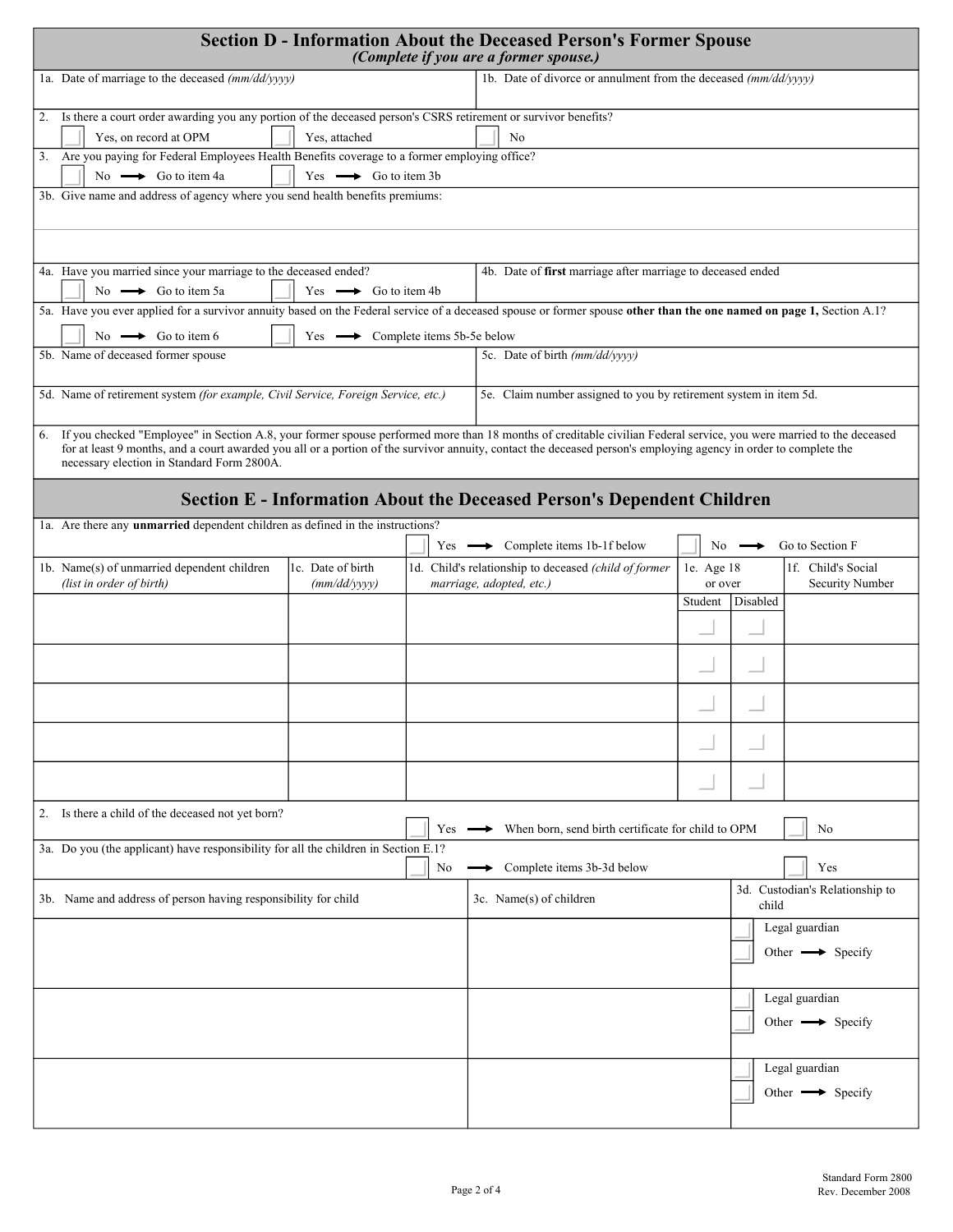## Section D - Information About the Deceased Person's Former Spouse

*(Complete if you are a former spouse.)*

| 1a. Date of marriage to the deceased *(mm/dd/yyyy)* | 1b. Date of divorce or annulment from the deceased *(mm/dd/yyyy)* |
| --- | --- |
| | |

2. Is there a court order awarding you any portion of the deceased person's CSRS retirement or survivor benefits?

☐ Yes, on record at OPM ☐ Yes, attached ☐ No

3. Are you paying for Federal Employees Health Benefits coverage to a former employing office?

☐ No → Go to item 4a ☐ Yes → Go to item 3b

3b. Give name and address of agency where you send health benefits premiums:

| 4a. Have you married since your marriage to the deceased ended? | 4b. Date of **first** marriage after marriage to deceased ended |
| --- | --- |
| ☐ No → Go to item 5a ☐ Yes → Go to item 4b | |

5a. Have you ever applied for a survivor annuity based on the Federal service of a deceased spouse or former spouse **other than the one named on page 1,** Section A.1?

☐ No → Go to item 6 ☐ Yes → Complete items 5b-5e below

| 5b. Name of deceased former spouse | 5c. Date of birth *(mm/dd/yyyy)* |
| --- | --- |
| | |
| 5d. Name of retirement system *(for example, Civil Service, Foreign Service, etc.)* | 5e. Claim number assigned to you by retirement system in item 5d. |
| | |

6. If you checked "Employee" in Section A.8, your former spouse performed more than 18 months of creditable civilian Federal service, you were married to the deceased for at least 9 months, and a court awarded you all or a portion of the survivor annuity, contact the deceased person's employing agency in order to complete the necessary election in Standard Form 2800A.

## Section E - Information About the Deceased Person's Dependent Children

1a. Are there any **unmarried** dependent children as defined in the instructions?

☐ Yes → Complete items 1b-1f below ☐ No → Go to Section F

| 1b. Name(s) of unmarried dependent children *(list in order of birth)* | 1c. Date of birth *(mm/dd/yyyy)* | 1d. Child's relationship to deceased *(child of former marriage, adopted, etc.)* | 1e. Age 18 or over | | 1f. Child's Social Security Number |
| --- | --- | --- | --- | --- | --- |
| | | | Student | Disabled | |
| | | | ☐ | ☐ | |
| | | | ☐ | ☐ | |
| | | | ☐ | ☐ | |
| | | | ☐ | ☐ | |
| | | | ☐ | ☐ | |

2. Is there a child of the deceased not yet born?

☐ Yes → When born, send birth certificate for child to OPM ☐ No

3a. Do you (the applicant) have responsibility for all the children in Section E.1?

☐ No → Complete items 3b-3d below ☐ Yes

| 3b. Name and address of person having responsibility for child | 3c. Name(s) of children | 3d. Custodian's Relationship to child |
| --- | --- | --- |
| | | ☐ Legal guardian ☐ Other → Specify |
| | | ☐ Legal guardian ☐ Other → Specify |
| | | ☐ Legal guardian ☐ Other → Specify |

Standard Form 2800
Rev. December 2008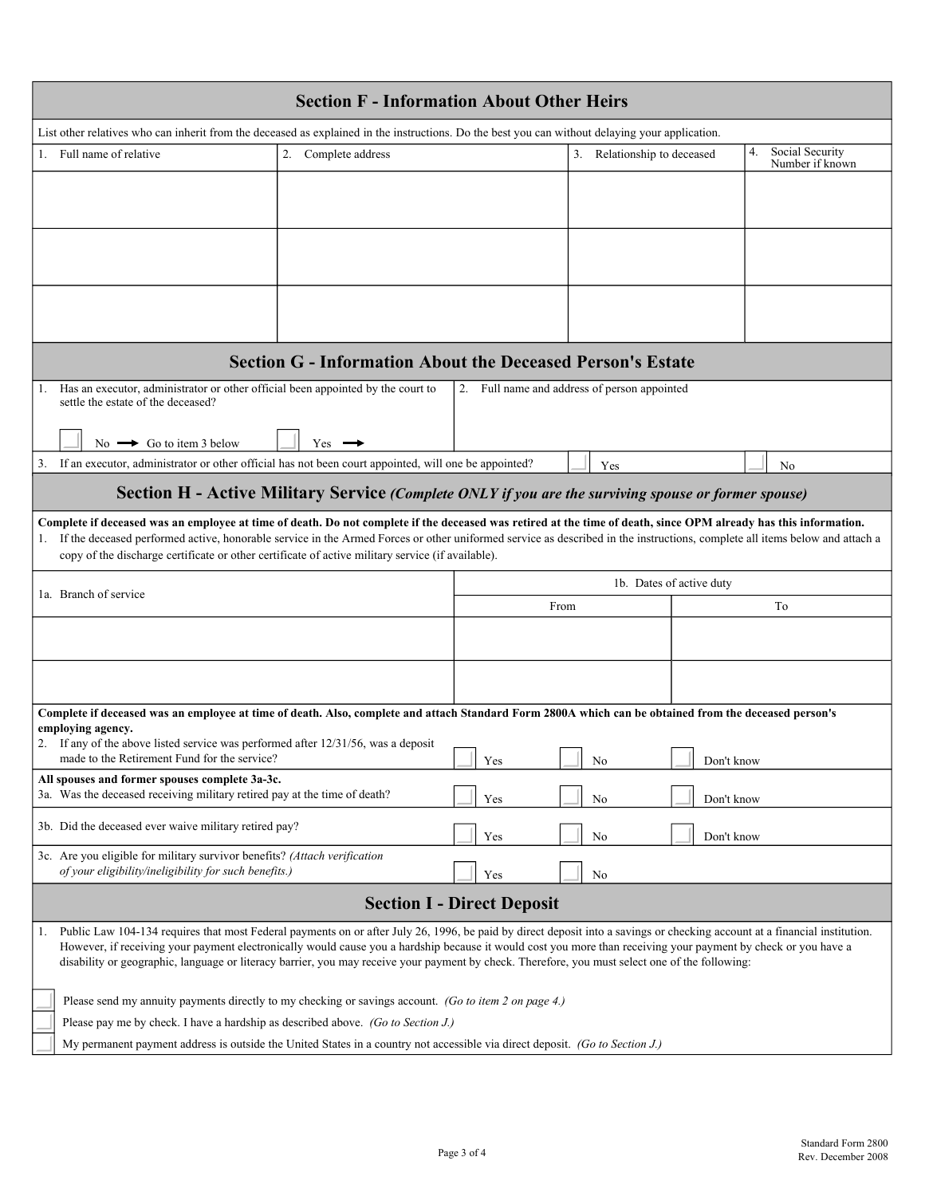## Section F - Information About Other Heirs

List other relatives who can inherit from the deceased as explained in the instructions. Do the best you can without delaying your application.

| 1. Full name of relative | 2. Complete address | 3. Relationship to deceased | 4. Social Security Number if known |
|---|---|---|---|
| | | | |
| | | | |
| | | | |

## Section G - Information About the Deceased Person's Estate

1. Has an executor, administrator or other official been appointed by the court to settle the estate of the deceased?

   ☐ No ➞ Go to item 3 below ☐ Yes ➞

2. Full name and address of person appointed

3. If an executor, administrator or other official has not been court appointed, will one be appointed? ☐ Yes ☐ No

## Section H - Active Military Service *(Complete ONLY if you are the surviving spouse or former spouse)*

**Complete if deceased was an employee at time of death. Do not complete if the deceased was retired at the time of death, since OPM already has this information.**

1. If the deceased performed active, honorable service in the Armed Forces or other uniformed service as described in the instructions, complete all items below and attach a copy of the discharge certificate or other certificate of active military service (if available).

| 1a. Branch of service | 1b. Dates of active duty | |
|---|---|---|
| | From | To |
| | | |
| | | |

**Complete if deceased was an employee at time of death. Also, complete and attach Standard Form 2800A which can be obtained from the deceased person's employing agency.**

2. If any of the above listed service was performed after 12/31/56, was a deposit made to the Retirement Fund for the service? ☐ Yes ☐ No ☐ Don't know

**All spouses and former spouses complete 3a-3c.**

3a. Was the deceased receiving military retired pay at the time of death? ☐ Yes ☐ No ☐ Don't know

3b. Did the deceased ever waive military retired pay? ☐ Yes ☐ No ☐ Don't know

3c. Are you eligible for military survivor benefits? *(Attach verification of your eligibility/ineligibility for such benefits.)* ☐ Yes ☐ No

## Section I - Direct Deposit

1. Public Law 104-134 requires that most Federal payments on or after July 26, 1996, be paid by direct deposit into a savings or checking account at a financial institution. However, if receiving your payment electronically would cause you a hardship because it would cost you more than receiving your payment by check or you have a disability or geographic, language or literacy barrier, you may receive your payment by check. Therefore, you must select one of the following:

☐ Please send my annuity payments directly to my checking or savings account. *(Go to item 2 on page 4.)*

☐ Please pay me by check. I have a hardship as described above. *(Go to Section J.)*

☐ My permanent payment address is outside the United States in a country not accessible via direct deposit. *(Go to Section J.)*

Standard Form 2800
Rev. December 2008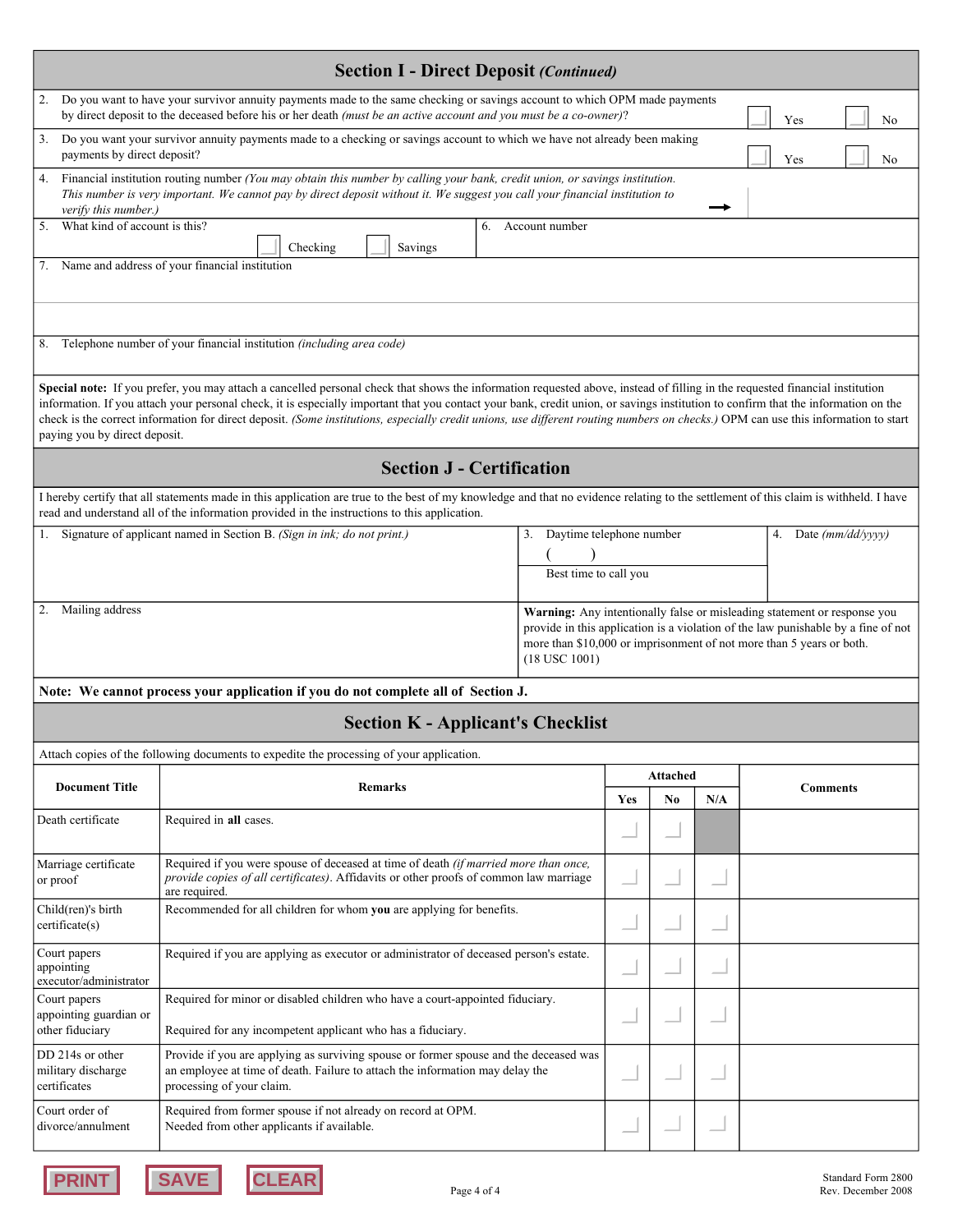## Section I - Direct Deposit *(Continued)*

2. Do you want to have your survivor annuity payments made to the same checking or savings account to which OPM made payments by direct deposit to the deceased before his or her death *(must be an active account and you must be a co-owner)*? ☐ Yes ☐ No

3. Do you want your survivor annuity payments made to a checking or savings account to which we have not already been making payments by direct deposit? ☐ Yes ☐ No

4. Financial institution routing number *(You may obtain this number by calling your bank, credit union, or savings institution. This number is very important. We cannot pay by direct deposit without it. We suggest you call your financial institution to verify this number.)* →

5. What kind of account is this? ☐ Checking ☐ Savings

6. Account number

7. Name and address of your financial institution

8. Telephone number of your financial institution *(including area code)*

**Special note:** If you prefer, you may attach a cancelled personal check that shows the information requested above, instead of filling in the requested financial institution information. If you attach your personal check, it is especially important that you contact your bank, credit union, or savings institution to confirm that the information on the check is the correct information for direct deposit. *(Some institutions, especially credit unions, use different routing numbers on checks.)* OPM can use this information to start paying you by direct deposit.

## Section J - Certification

I hereby certify that all statements made in this application are true to the best of my knowledge and that no evidence relating to the settlement of this claim is withheld. I have read and understand all of the information provided in the instructions to this application.

1. Signature of applicant named in Section B. *(Sign in ink; do not print.)*

3. Daytime telephone number ( )

Best time to call you

4. Date *(mm/dd/yyyy)*

2. Mailing address

**Warning:** Any intentionally false or misleading statement or response you provide in this application is a violation of the law punishable by a fine of not more than $10,000 or imprisonment of not more than 5 years or both. (18 USC 1001)

**Note: We cannot process your application if you do not complete all of Section J.**

## Section K - Applicant's Checklist

Attach copies of the following documents to expedite the processing of your application.

| Document Title | Remarks | Attached | | | Comments |
|---|---|---|---|---|---|
| | | Yes | No | N/A | |
| Death certificate | Required in **all** cases. | ☐ | ☐ | | |
| Marriage certificate or proof | Required if you were spouse of deceased at time of death *(if married more than once, provide copies of all certificates)*. Affidavits or other proofs of common law marriage are required. | ☐ | ☐ | ☐ | |
| Child(ren)'s birth certificate(s) | Recommended for all children for whom **you** are applying for benefits. | ☐ | ☐ | ☐ | |
| Court papers appointing executor/administrator | Required if you are applying as executor or administrator of deceased person's estate. | ☐ | ☐ | ☐ | |
| Court papers appointing guardian or other fiduciary | Required for minor or disabled children who have a court-appointed fiduciary. Required for any incompetent applicant who has a fiduciary. | ☐ | ☐ | ☐ | |
| DD 214s or other military discharge certificates | Provide if you are applying as surviving spouse or former spouse and the deceased was an employee at time of death. Failure to attach the information may delay the processing of your claim. | ☐ | ☐ | ☐ | |
| Court order of divorce/annulment | Required from former spouse if not already on record at OPM. Needed from other applicants if available. | ☐ | ☐ | ☐ | |

PRINT SAVE CLEAR

Standard Form 2800
Rev. December 2008